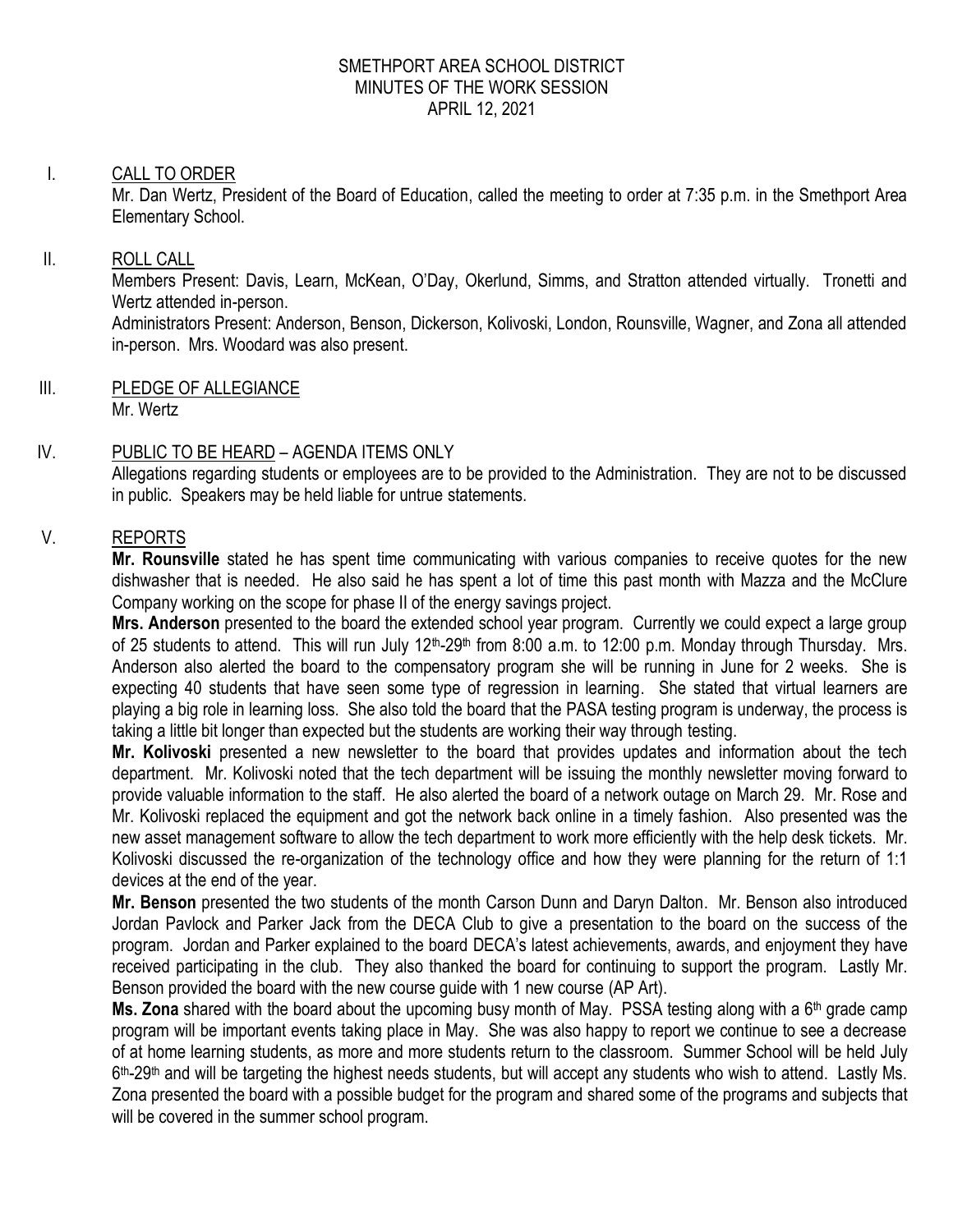# SMETHPORT AREA SCHOOL DISTRICT
## MINUTES OF THE WORK SESSION
## APRIL 12, 2021

I. CALL TO ORDER

Mr. Dan Wertz, President of the Board of Education, called the meeting to order at 7:35 p.m. in the Smethport Area Elementary School.

II. ROLL CALL

Members Present: Davis, Learn, McKean, O'Day, Okerlund, Simms, and Stratton attended virtually. Tronetti and Wertz attended in-person.

Administrators Present: Anderson, Benson, Dickerson, Kolivoski, London, Rounsville, Wagner, and Zona all attended in-person. Mrs. Woodard was also present.

III. PLEDGE OF ALLEGIANCE

Mr. Wertz

IV. PUBLIC TO BE HEARD – AGENDA ITEMS ONLY

Allegations regarding students or employees are to be provided to the Administration. They are not to be discussed in public. Speakers may be held liable for untrue statements.

V. REPORTS

**Mr. Rounsville** stated he has spent time communicating with various companies to receive quotes for the new dishwasher that is needed. He also said he has spent a lot of time this past month with Mazza and the McClure Company working on the scope for phase II of the energy savings project.

**Mrs. Anderson** presented to the board the extended school year program. Currently we could expect a large group of 25 students to attend. This will run July 12th-29th from 8:00 a.m. to 12:00 p.m. Monday through Thursday. Mrs. Anderson also alerted the board to the compensatory program she will be running in June for 2 weeks. She is expecting 40 students that have seen some type of regression in learning. She stated that virtual learners are playing a big role in learning loss. She also told the board that the PASA testing program is underway, the process is taking a little bit longer than expected but the students are working their way through testing.

**Mr. Kolivoski** presented a new newsletter to the board that provides updates and information about the tech department. Mr. Kolivoski noted that the tech department will be issuing the monthly newsletter moving forward to provide valuable information to the staff. He also alerted the board of a network outage on March 29. Mr. Rose and Mr. Kolivoski replaced the equipment and got the network back online in a timely fashion. Also presented was the new asset management software to allow the tech department to work more efficiently with the help desk tickets. Mr. Kolivoski discussed the re-organization of the technology office and how they were planning for the return of 1:1 devices at the end of the year.

**Mr. Benson** presented the two students of the month Carson Dunn and Daryn Dalton. Mr. Benson also introduced Jordan Pavlock and Parker Jack from the DECA Club to give a presentation to the board on the success of the program. Jordan and Parker explained to the board DECA's latest achievements, awards, and enjoyment they have received participating in the club. They also thanked the board for continuing to support the program. Lastly Mr. Benson provided the board with the new course guide with 1 new course (AP Art).

**Ms. Zona** shared with the board about the upcoming busy month of May. PSSA testing along with a 6th grade camp program will be important events taking place in May. She was also happy to report we continue to see a decrease of at home learning students, as more and more students return to the classroom. Summer School will be held July 6th-29th and will be targeting the highest needs students, but will accept any students who wish to attend. Lastly Ms. Zona presented the board with a possible budget for the program and shared some of the programs and subjects that will be covered in the summer school program.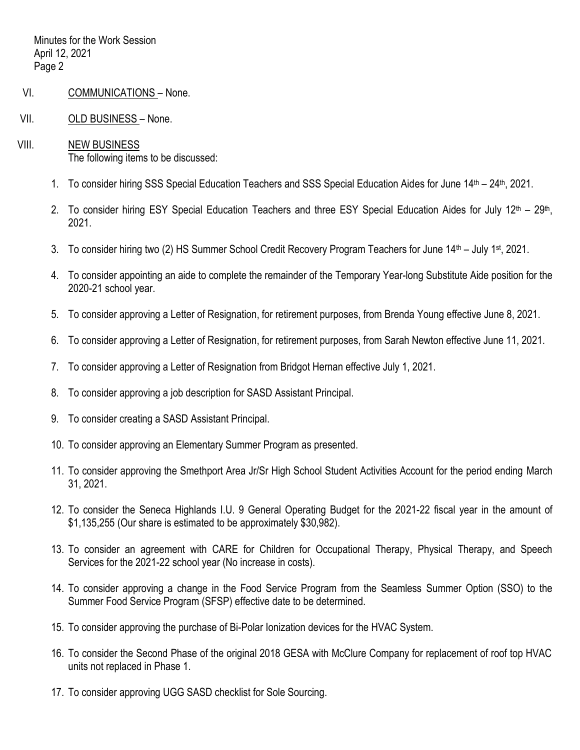VI. COMMUNICATIONS – None.

VII. OLD BUSINESS – None.

VIII. NEW BUSINESS

The following items to be discussed:

1. To consider hiring SSS Special Education Teachers and SSS Special Education Aides for June 14th – 24th, 2021.
2. To consider hiring ESY Special Education Teachers and three ESY Special Education Aides for July 12th – 29th, 2021.
3. To consider hiring two (2) HS Summer School Credit Recovery Program Teachers for June 14th – July 1st, 2021.
4. To consider appointing an aide to complete the remainder of the Temporary Year-long Substitute Aide position for the 2020-21 school year.
5. To consider approving a Letter of Resignation, for retirement purposes, from Brenda Young effective June 8, 2021.
6. To consider approving a Letter of Resignation, for retirement purposes, from Sarah Newton effective June 11, 2021.
7. To consider approving a Letter of Resignation from Bridgot Hernan effective July 1, 2021.
8. To consider approving a job description for SASD Assistant Principal.
9. To consider creating a SASD Assistant Principal.
10. To consider approving an Elementary Summer Program as presented.
11. To consider approving the Smethport Area Jr/Sr High School Student Activities Account for the period ending March 31, 2021.
12. To consider the Seneca Highlands I.U. 9 General Operating Budget for the 2021-22 fiscal year in the amount of $1,135,255 (Our share is estimated to be approximately $30,982).
13. To consider an agreement with CARE for Children for Occupational Therapy, Physical Therapy, and Speech Services for the 2021-22 school year (No increase in costs).
14. To consider approving a change in the Food Service Program from the Seamless Summer Option (SSO) to the Summer Food Service Program (SFSP) effective date to be determined.
15. To consider approving the purchase of Bi-Polar Ionization devices for the HVAC System.
16. To consider the Second Phase of the original 2018 GESA with McClure Company for replacement of roof top HVAC units not replaced in Phase 1.
17. To consider approving UGG SASD checklist for Sole Sourcing.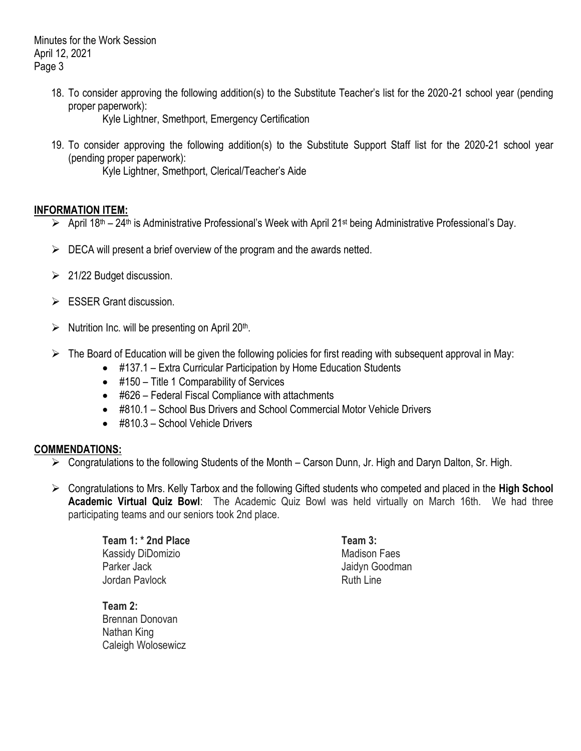18. To consider approving the following addition(s) to the Substitute Teacher's list for the 2020-21 school year (pending proper paperwork):

    Kyle Lightner, Smethport, Emergency Certification

19. To consider approving the following addition(s) to the Substitute Support Staff list for the 2020-21 school year (pending proper paperwork):

    Kyle Lightner, Smethport, Clerical/Teacher's Aide

## INFORMATION ITEM:

- April 18th – 24th is Administrative Professional's Week with April 21st being Administrative Professional's Day.
- DECA will present a brief overview of the program and the awards netted.
- 21/22 Budget discussion.
- ESSER Grant discussion.
- Nutrition Inc. will be presenting on April 20th.
- The Board of Education will be given the following policies for first reading with subsequent approval in May:
  - #137.1 – Extra Curricular Participation by Home Education Students
  - #150 – Title 1 Comparability of Services
  - #626 – Federal Fiscal Compliance with attachments
  - #810.1 – School Bus Drivers and School Commercial Motor Vehicle Drivers
  - #810.3 – School Vehicle Drivers

## COMMENDATIONS:

- Congratulations to the following Students of the Month – Carson Dunn, Jr. High and Daryn Dalton, Sr. High.
- Congratulations to Mrs. Kelly Tarbox and the following Gifted students who competed and placed in the **High School Academic Virtual Quiz Bowl**: The Academic Quiz Bowl was held virtually on March 16th. We had three participating teams and our seniors took 2nd place.

**Team 1: * 2nd Place**
Kassidy DiDomizio
Parker Jack
Jordan Pavlock

**Team 2:**
Brennan Donovan
Nathan King
Caleigh Wolosewicz

**Team 3:**
Madison Faes
Jaidyn Goodman
Ruth Line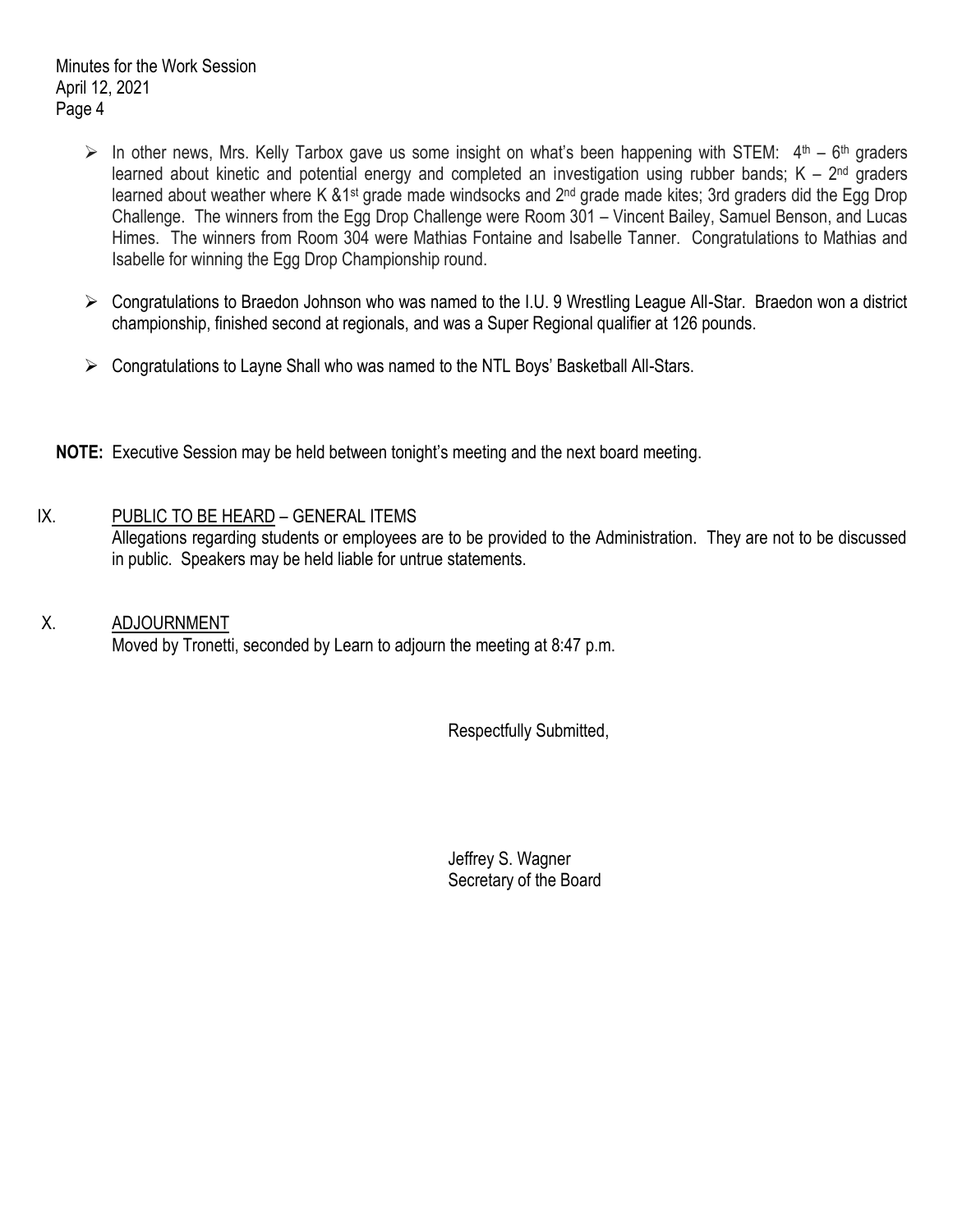- In other news, Mrs. Kelly Tarbox gave us some insight on what's been happening with STEM: 4th – 6th graders learned about kinetic and potential energy and completed an investigation using rubber bands; K – 2nd graders learned about weather where K &1st grade made windsocks and 2nd grade made kites; 3rd graders did the Egg Drop Challenge. The winners from the Egg Drop Challenge were Room 301 – Vincent Bailey, Samuel Benson, and Lucas Himes. The winners from Room 304 were Mathias Fontaine and Isabelle Tanner. Congratulations to Mathias and Isabelle for winning the Egg Drop Championship round.
- Congratulations to Braedon Johnson who was named to the I.U. 9 Wrestling League All-Star. Braedon won a district championship, finished second at regionals, and was a Super Regional qualifier at 126 pounds.
- Congratulations to Layne Shall who was named to the NTL Boys' Basketball All-Stars.

**NOTE:** Executive Session may be held between tonight's meeting and the next board meeting.

IX. PUBLIC TO BE HEARD – GENERAL ITEMS

Allegations regarding students or employees are to be provided to the Administration. They are not to be discussed in public. Speakers may be held liable for untrue statements.

X. ADJOURNMENT

Moved by Tronetti, seconded by Learn to adjourn the meeting at 8:47 p.m.

Respectfully Submitted,

Jeffrey S. Wagner
Secretary of the Board